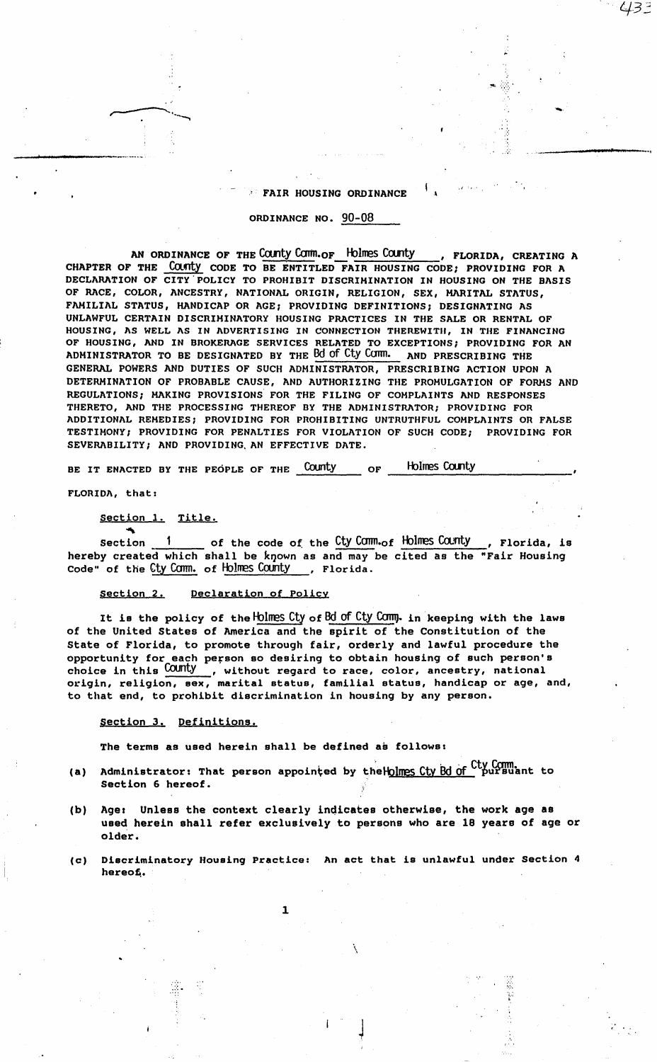# FAIR HOUSING ORDINANCE

## ORDINANCE NO. 90-08

AN ORDINANCE OF THE County Comm. OF Holmes County, FLORIDA, CREATING A CHAPTER OF THE County CODE TO BE ENTITLED FAIR HOUSING CODE; PROVIDING FOR A DECLARATION OF CITY POLICY TO PROHIBIT DISCRIMINATION IN HOUSING ON THE BASIS OF RACE, COLOR, ANCESTRY, NATIONAL ORIGIN, RELIGION, SEX, MARITAL STATUS, FAMILIAL STATUS, HANDICAP OR AGE; PROVIDING DEFINITIONS; DESIGNATING AS UNLAWFUL CERTAIN DISCRIMINATORY HOUSING PRACTICES IN THE SALE OR RENTAL OF HOUSING, AS WELL AS IN ADVERTISING IN CONNECTION THEREWITH, IN THE FINANCING OF HOUSING, AND IN BROKERAGE SERVICES RELATED TO EXCEPTIONS; PROVIDING FOR AN ADMINISTRATOR TO BE DESIGNATED BY THE Bd of Cty Comm. AND PRESCRIBING THE GENERAL POWERS AND DUTIES OF SUCH ADMINISTRATOR, PRESCRIBING ACTION UPON A DETERMINATION OF PROBABLE CAUSE, AND AUTHORIZING THE PROMULGATION OF FORMS AND REGULATIONS; MAKING PROVISIONS FOR THE FILING OF COMPLAINTS AND RESPONSES THERETO, AND THE PROCESSING THEREOF BY THE ADMINISTRATOR; PROVIDING FOR ADDITIONAL REMEDIES; PROVIDING FOR PROHIBITING UNTRUTHFUL COMPLAINTS OR FALSE TESTIMONY; PROVIDING FOR PENALTIES FOR VIOLATION OF SUCH CODE; PROVIDING FOR SEVERABILITY; AND PROVIDING AN EFFECTIVE DATE.

BE IT ENACTED BY THE PEOPLE OF THE County OF Holmes County, FLORIDA, that:

**Section 1. Title.**

Section 1 of the code of the Cty Comm. of Holmes County, Florida, is hereby created which shall be known as and may be cited as the "Fair Housing Code" of the Cty Comm. of Holmes County, Florida.

**Section 2. Declaration of Policy**

It is the policy of the Holmes Cty of Bd of Cty Comm. in keeping with the laws of the United States of America and the spirit of the Constitution of the State of Florida, to promote through fair, orderly and lawful procedure the opportunity for each person so desiring to obtain housing of such person's choice in this County, without regard to race, color, ancestry, national origin, religion, sex, marital status, familial status, handicap or age, and, to that end, to prohibit discrimination in housing by any person.

**Section 3. Definitions.**

The terms as used herein shall be defined as follows:

(a) Administrator: That person appointed by the Holmes Cty Bd of Cty Comm. pursuant to Section 6 hereof.

(b) Age: Unless the context clearly indicates otherwise, the work age as used herein shall refer exclusively to persons who are 18 years of age or older.

(c) Discriminatory Housing Practice: An act that is unlawful under Section 4 hereof.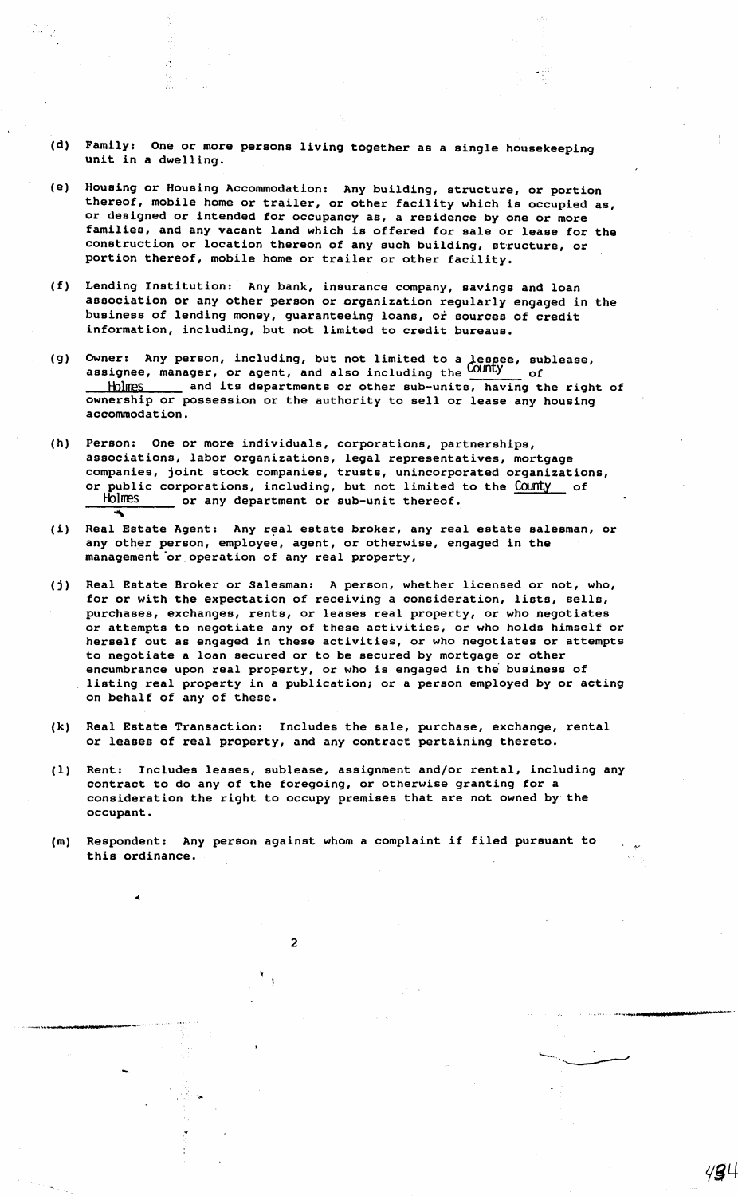(d) Family: One or more persons living together as a single housekeeping unit in a dwelling.

(e) Housing or Housing Accommodation: Any building, structure, or portion thereof, mobile home or trailer, or other facility which is occupied as, or designed or intended for occupancy as, a residence by one or more families, and any vacant land which is offered for sale or lease for the construction or location thereon of any such building, structure, or portion thereof, mobile home or trailer or other facility.

(f) Lending Institution: Any bank, insurance company, savings and loan association or any other person or organization regularly engaged in the business of lending money, guaranteeing loans, or sources of credit information, including, but not limited to credit bureaus.

(g) Owner: Any person, including, but not limited to a lessee, sublease, assignee, manager, or agent, and also including the County of Holmes and its departments or other sub-units, having the right of ownership or possession or the authority to sell or lease any housing accommodation.

(h) Person: One or more individuals, corporations, partnerships, associations, labor organizations, legal representatives, mortgage companies, joint stock companies, trusts, unincorporated organizations, or public corporations, including, but not limited to the County of Holmes or any department or sub-unit thereof.

(i) Real Estate Agent: Any real estate broker, any real estate salesman, or any other person, employee, agent, or otherwise, engaged in the management or operation of any real property,

(j) Real Estate Broker or Salesman: A person, whether licensed or not, who, for or with the expectation of receiving a consideration, lists, sells, purchases, exchanges, rents, or leases real property, or who negotiates or attempts to negotiate any of these activities, or who holds himself or herself out as engaged in these activities, or who negotiates or attempts to negotiate a loan secured or to be secured by mortgage or other encumbrance upon real property, or who is engaged in the business of listing real property in a publication; or a person employed by or acting on behalf of any of these.

(k) Real Estate Transaction: Includes the sale, purchase, exchange, rental or leases of real property, and any contract pertaining thereto.

(l) Rent: Includes leases, sublease, assignment and/or rental, including any contract to do any of the foregoing, or otherwise granting for a consideration the right to occupy premises that are not owned by the occupant.

(m) Respondent: Any person against whom a complaint if filed pursuant to this ordinance.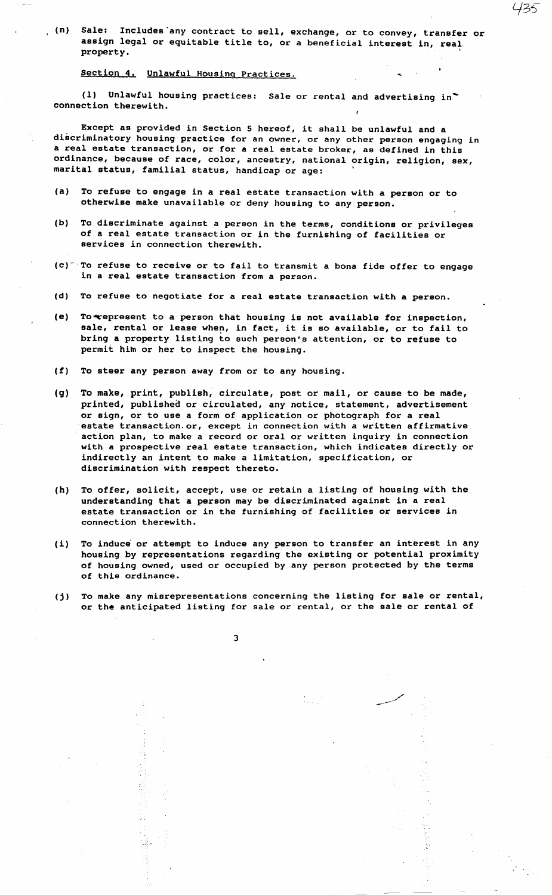(n) Sale: Includes any contract to sell, exchange, or to convey, transfer or assign legal or equitable title to, or a beneficial interest in, real property.

<u>Section 4. Unlawful Housing Practices.</u>

(1) Unlawful housing practices: Sale or rental and advertising in connection therewith.

Except as provided in Section 5 hereof, it shall be unlawful and a discriminatory housing practice for an owner, or any other person engaging in a real estate transaction, or for a real estate broker, as defined in this ordinance, because of race, color, ancestry, national origin, religion, sex, marital status, familial status, handicap or age:

(a) To refuse to engage in a real estate transaction with a person or to otherwise make unavailable or deny housing to any person.

(b) To discriminate against a person in the terms, conditions or privileges of a real estate transaction or in the furnishing of facilities or services in connection therewith.

(c) To refuse to receive or to fail to transmit a bona fide offer to engage in a real estate transaction from a person.

(d) To refuse to negotiate for a real estate transaction with a person.

(e) To represent to a person that housing is not available for inspection, sale, rental or lease when, in fact, it is so available, or to fail to bring a property listing to such person's attention, or to refuse to permit him or her to inspect the housing.

(f) To steer any person away from or to any housing.

(g) To make, print, publish, circulate, post or mail, or cause to be made, printed, published or circulated, any notice, statement, advertisement or sign, or to use a form of application or photograph for a real estate transaction or, except in connection with a written affirmative action plan, to make a record or oral or written inquiry in connection with a prospective real estate transaction, which indicates directly or indirectly an intent to make a limitation, specification, or discrimination with respect thereto.

(h) To offer, solicit, accept, use or retain a listing of housing with the understanding that a person may be discriminated against in a real estate transaction or in the furnishing of facilities or services in connection therewith.

(i) To induce or attempt to induce any person to transfer an interest in any housing by representations regarding the existing or potential proximity of housing owned, used or occupied by any person protected by the terms of this ordinance.

(j) To make any misrepresentations concerning the listing for sale or rental, or the anticipated listing for sale or rental, or the sale or rental of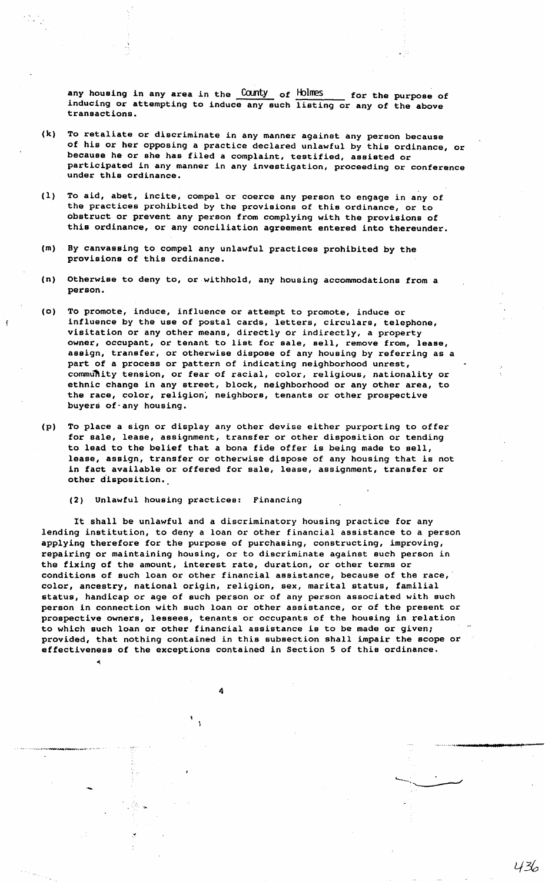any housing in any area in the County of Holmes for the purpose of inducing or attempting to induce any such listing or any of the above transactions.

(k) To retaliate or discriminate in any manner against any person because of his or her opposing a practice declared unlawful by this ordinance, or because he or she has filed a complaint, testified, assisted or participated in any manner in any investigation, proceeding or conference under this ordinance.

(l) To aid, abet, incite, compel or coerce any person to engage in any of the practices prohibited by the provisions of this ordinance, or to obstruct or prevent any person from complying with the provisions of this ordinance, or any conciliation agreement entered into thereunder.

(m) By canvassing to compel any unlawful practices prohibited by the provisions of this ordinance.

(n) Otherwise to deny to, or withhold, any housing accommodations from a person.

(o) To promote, induce, influence or attempt to promote, induce or influence by the use of postal cards, letters, circulars, telephone, visitation or any other means, directly or indirectly, a property owner, occupant, or tenant to list for sale, sell, remove from, lease, assign, transfer, or otherwise dispose of any housing by referring as a part of a process or pattern of indicating neighborhood unrest, community tension, or fear of racial, color, religious, nationality or ethnic change in any street, block, neighborhood or any other area, to the race, color, religion, neighbors, tenants or other prospective buyers of any housing.

(p) To place a sign or display any other devise either purporting to offer for sale, lease, assignment, transfer or other disposition or tending to lead to the belief that a bona fide offer is being made to sell, lease, assign, transfer or otherwise dispose of any housing that is not in fact available or offered for sale, lease, assignment, transfer or other disposition.

(2) Unlawful housing practices: Financing

It shall be unlawful and a discriminatory housing practice for any lending institution, to deny a loan or other financial assistance to a person applying therefore for the purpose of purchasing, constructing, improving, repairing or maintaining housing, or to discriminate against such person in the fixing of the amount, interest rate, duration, or other terms or conditions of such loan or other financial assistance, because of the race, color, ancestry, national origin, religion, sex, marital status, familial status, handicap or age of such person or of any person associated with such person in connection with such loan or other assistance, or of the present or prospective owners, lessees, tenants or occupants of the housing in relation to which such loan or other financial assistance is to be made or given; provided, that nothing contained in this subsection shall impair the scope or effectiveness of the exceptions contained in Section 5 of this ordinance.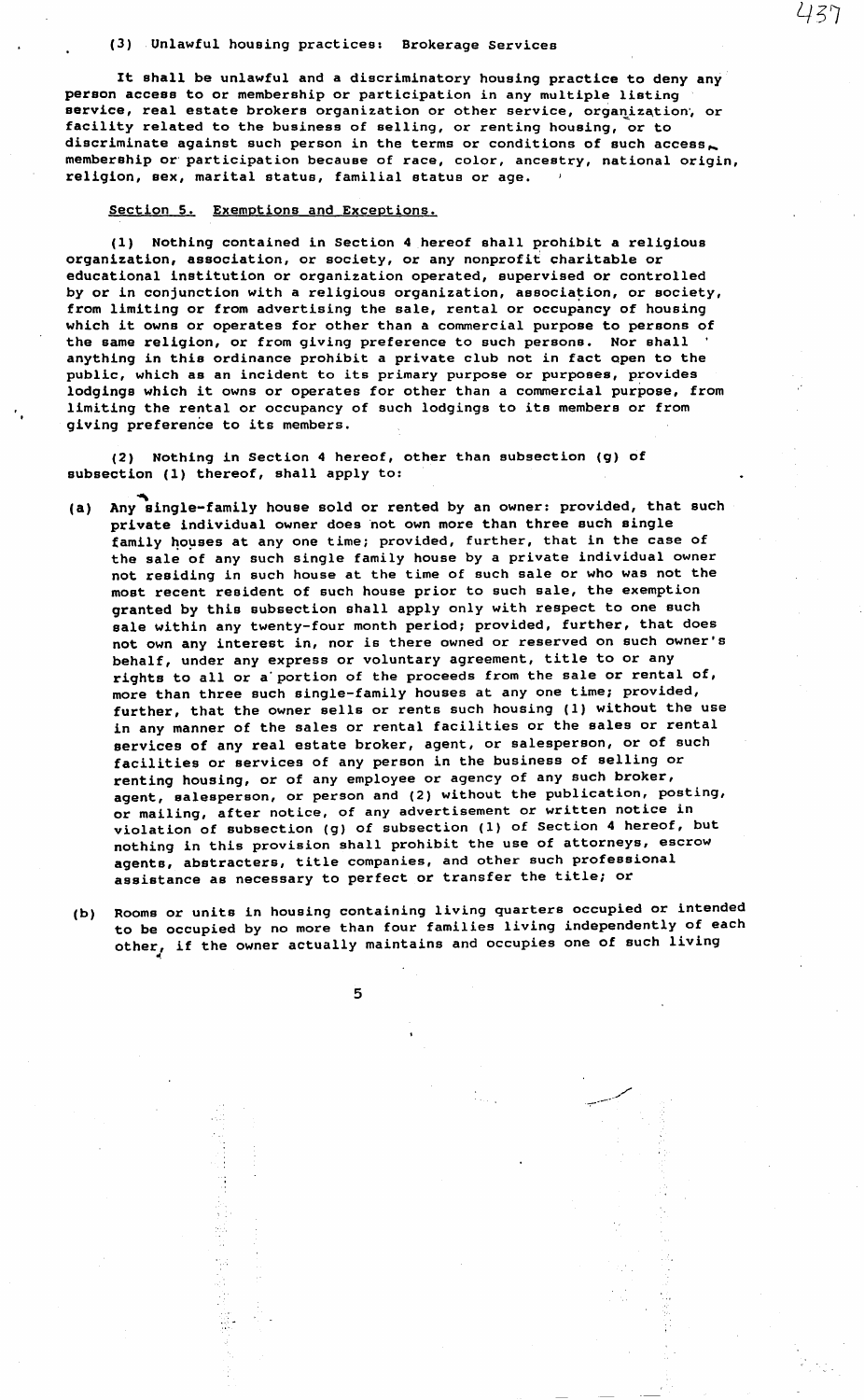(3) Unlawful housing practices: Brokerage Services

It shall be unlawful and a discriminatory housing practice to deny any person access to or membership or participation in any multiple listing service, real estate brokers organization or other service, organization, or facility related to the business of selling, or renting housing, or to discriminate against such person in the terms or conditions of such access, membership or participation because of race, color, ancestry, national origin, religion, sex, marital status, familial status or age.

Section 5. Exemptions and Exceptions.

(1) Nothing contained in Section 4 hereof shall prohibit a religious organization, association, or society, or any nonprofit charitable or educational institution or organization operated, supervised or controlled by or in conjunction with a religious organization, association, or society, from limiting or from advertising the sale, rental or occupancy of housing which it owns or operates for other than a commercial purpose to persons of the same religion, or from giving preference to such persons. Nor shall anything in this ordinance prohibit a private club not in fact open to the public, which as an incident to its primary purpose or purposes, provides lodgings which it owns or operates for other than a commercial purpose, from limiting the rental or occupancy of such lodgings to its members or from giving preference to its members.

(2) Nothing in Section 4 hereof, other than subsection (g) of subsection (1) thereof, shall apply to:

(a) Any single-family house sold or rented by an owner: provided, that such private individual owner does not own more than three such single family houses at any one time; provided, further, that in the case of the sale of any such single family house by a private individual owner not residing in such house at the time of such sale or who was not the most recent resident of such house prior to such sale, the exemption granted by this subsection shall apply only with respect to one such sale within any twenty-four month period; provided, further, that does not own any interest in, nor is there owned or reserved on such owner's behalf, under any express or voluntary agreement, title to or any rights to all or a portion of the proceeds from the sale or rental of, more than three such single-family houses at any one time; provided, further, that the owner sells or rents such housing (1) without the use in any manner of the sales or rental facilities or the sales or rental services of any real estate broker, agent, or salesperson, or of such facilities or services of any person in the business of selling or renting housing, or of any employee or agency of any such broker, agent, salesperson, or person and (2) without the publication, posting, or mailing, after notice, of any advertisement or written notice in violation of subsection (g) of subsection (1) of Section 4 hereof, but nothing in this provision shall prohibit the use of attorneys, escrow agents, abstracters, title companies, and other such professional assistance as necessary to perfect or transfer the title; or

(b) Rooms or units in housing containing living quarters occupied or intended to be occupied by no more than four families living independently of each other, if the owner actually maintains and occupies one of such living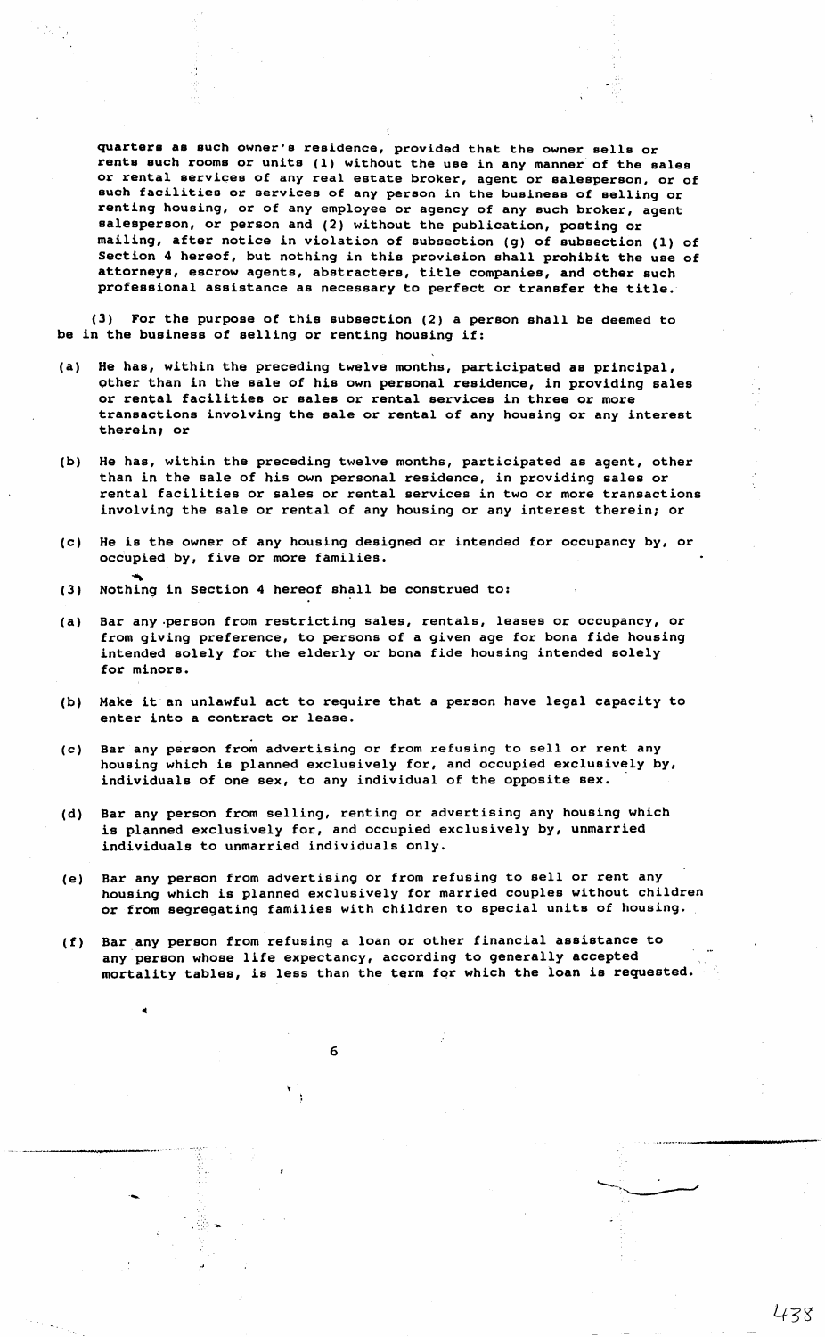quarters as such owner's residence, provided that the owner sells or rents such rooms or units (1) without the use in any manner of the sales or rental services of any real estate broker, agent or salesperson, or of such facilities or services of any person in the business of selling or renting housing, or of any employee or agency of any such broker, agent salesperson, or person and (2) without the publication, posting or mailing, after notice in violation of subsection (g) of subsection (1) of Section 4 hereof, but nothing in this provision shall prohibit the use of attorneys, escrow agents, abstracters, title companies, and other such professional assistance as necessary to perfect or transfer the title.

(3) For the purpose of this subsection (2) a person shall be deemed to be in the business of selling or renting housing if:

(a) He has, within the preceding twelve months, participated as principal, other than in the sale of his own personal residence, in providing sales or rental facilities or sales or rental services in three or more transactions involving the sale or rental of any housing or any interest therein; or

(b) He has, within the preceding twelve months, participated as agent, other than in the sale of his own personal residence, in providing sales or rental facilities or sales or rental services in two or more transactions involving the sale or rental of any housing or any interest therein; or

(c) He is the owner of any housing designed or intended for occupancy by, or occupied by, five or more families.

(3) Nothing in Section 4 hereof shall be construed to:

(a) Bar any person from restricting sales, rentals, leases or occupancy, or from giving preference, to persons of a given age for bona fide housing intended solely for the elderly or bona fide housing intended solely for minors.

(b) Make it an unlawful act to require that a person have legal capacity to enter into a contract or lease.

(c) Bar any person from advertising or from refusing to sell or rent any housing which is planned exclusively for, and occupied exclusively by, individuals of one sex, to any individual of the opposite sex.

(d) Bar any person from selling, renting or advertising any housing which is planned exclusively for, and occupied exclusively by, unmarried individuals to unmarried individuals only.

(e) Bar any person from advertising or from refusing to sell or rent any housing which is planned exclusively for married couples without children or from segregating families with children to special units of housing.

(f) Bar any person from refusing a loan or other financial assistance to any person whose life expectancy, according to generally accepted mortality tables, is less than the term for which the loan is requested.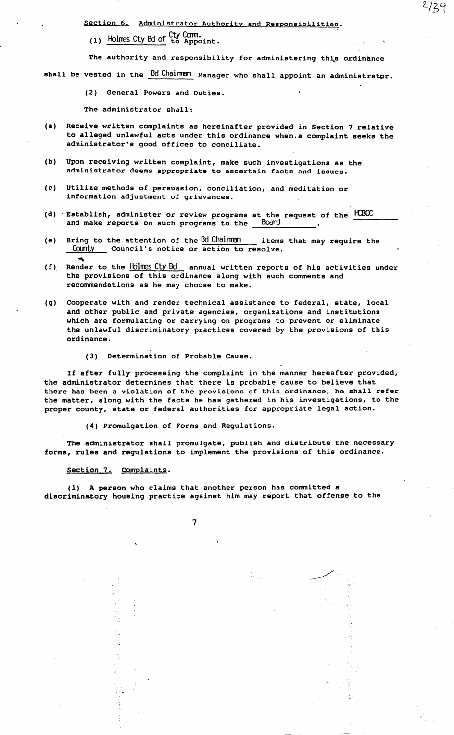Section 6. Administrator Authority and Responsibilities.

(1) Holmes Cty Bd of Cty Comm. to Appoint.

The authority and responsibility for administering this ordinance shall be vested in the Bd Chairman Manager who shall appoint an administrator.

(2) General Powers and Duties.

The administrator shall:

(a) Receive written complaints as hereinafter provided in Section 7 relative to alleged unlawful acts under this ordinance when a complaint seeks the administrator's good offices to conciliate.

(b) Upon receiving written complaint, make such investigations as the administrator deems appropriate to ascertain facts and issues.

(c) Utilize methods of persuasion, conciliation, and meditation or information adjustment of grievances.

(d) Establish, administer or review programs at the request of the HCBCC and make reports on such programs to the Board.

(e) Bring to the attention of the Bd Chairman items that may require the County Council's notice or action to resolve.

(f) Render to the Holmes Cty Bd annual written reports of his activities under the provisions of this ordinance along with such comments and recommendations as he may choose to make.

(g) Cooperate with and render technical assistance to federal, state, local and other public and private agencies, organizations and institutions which are formulating or carrying on programs to prevent or eliminate the unlawful discriminatory practices covered by the provisions of this ordinance.

(3) Determination of Probable Cause.

If after fully processing the complaint in the manner hereafter provided, the administrator determines that there is probable cause to believe that there has been a violation of the provisions of this ordinance, he shall refer the matter, along with the facts he has gathered in his investigations, to the proper county, state or federal authorities for appropriate legal action.

(4) Promulgation of Forms and Regulations.

The administrator shall promulgate, publish and distribute the necessary forms, rules and regulations to implement the provisions of this ordinance.

Section 7. Complaints.

(1) A person who claims that another person has committed a discriminatory housing practice against him may report that offense to the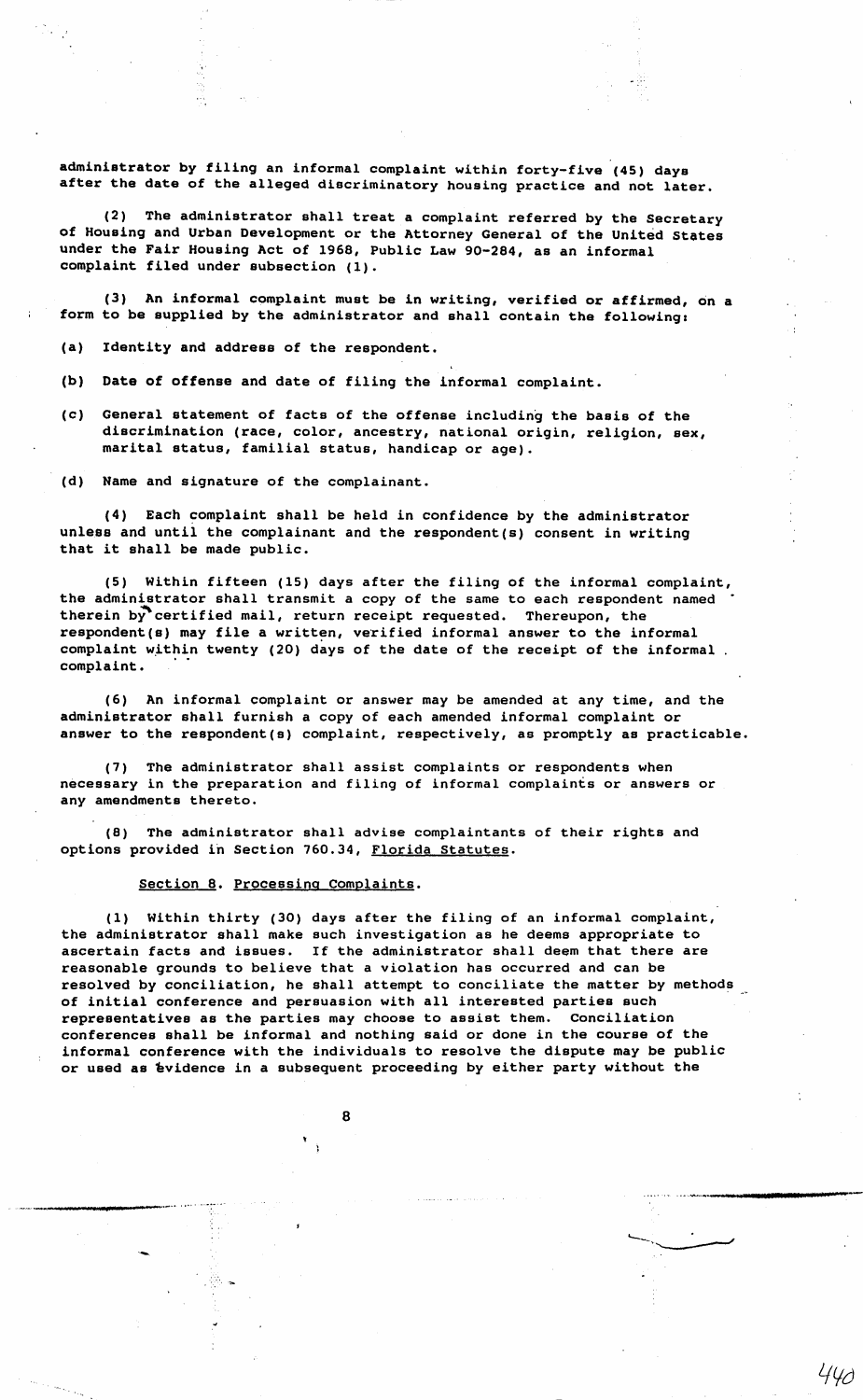administrator by filing an informal complaint within forty-five (45) days after the date of the alleged discriminatory housing practice and not later.

(2) The administrator shall treat a complaint referred by the Secretary of Housing and Urban Development or the Attorney General of the United States under the Fair Housing Act of 1968, Public Law 90-284, as an informal complaint filed under subsection (1).

(3) An informal complaint must be in writing, verified or affirmed, on a form to be supplied by the administrator and shall contain the following:

(a) Identity and address of the respondent.

(b) Date of offense and date of filing the informal complaint.

(c) General statement of facts of the offense including the basis of the discrimination (race, color, ancestry, national origin, religion, sex, marital status, familial status, handicap or age).

(d) Name and signature of the complainant.

(4) Each complaint shall be held in confidence by the administrator unless and until the complainant and the respondent(s) consent in writing that it shall be made public.

(5) Within fifteen (15) days after the filing of the informal complaint, the administrator shall transmit a copy of the same to each respondent named therein by certified mail, return receipt requested. Thereupon, the respondent(s) may file a written, verified informal answer to the informal complaint within twenty (20) days of the date of the receipt of the informal complaint.

(6) An informal complaint or answer may be amended at any time, and the administrator shall furnish a copy of each amended informal complaint or answer to the respondent(s) complaint, respectively, as promptly as practicable.

(7) The administrator shall assist complaints or respondents when necessary in the preparation and filing of informal complaints or answers or any amendments thereto.

(8) The administrator shall advise complaintants of their rights and options provided in Section 760.34, Florida Statutes.

Section 8. Processing Complaints.

(1) Within thirty (30) days after the filing of an informal complaint, the administrator shall make such investigation as he deems appropriate to ascertain facts and issues. If the administrator shall deem that there are reasonable grounds to believe that a violation has occurred and can be resolved by conciliation, he shall attempt to conciliate the matter by methods of initial conference and persuasion with all interested parties such representatives as the parties may choose to assist them. Conciliation conferences shall be informal and nothing said or done in the course of the informal conference with the individuals to resolve the dispute may be public or used as evidence in a subsequent proceeding by either party without the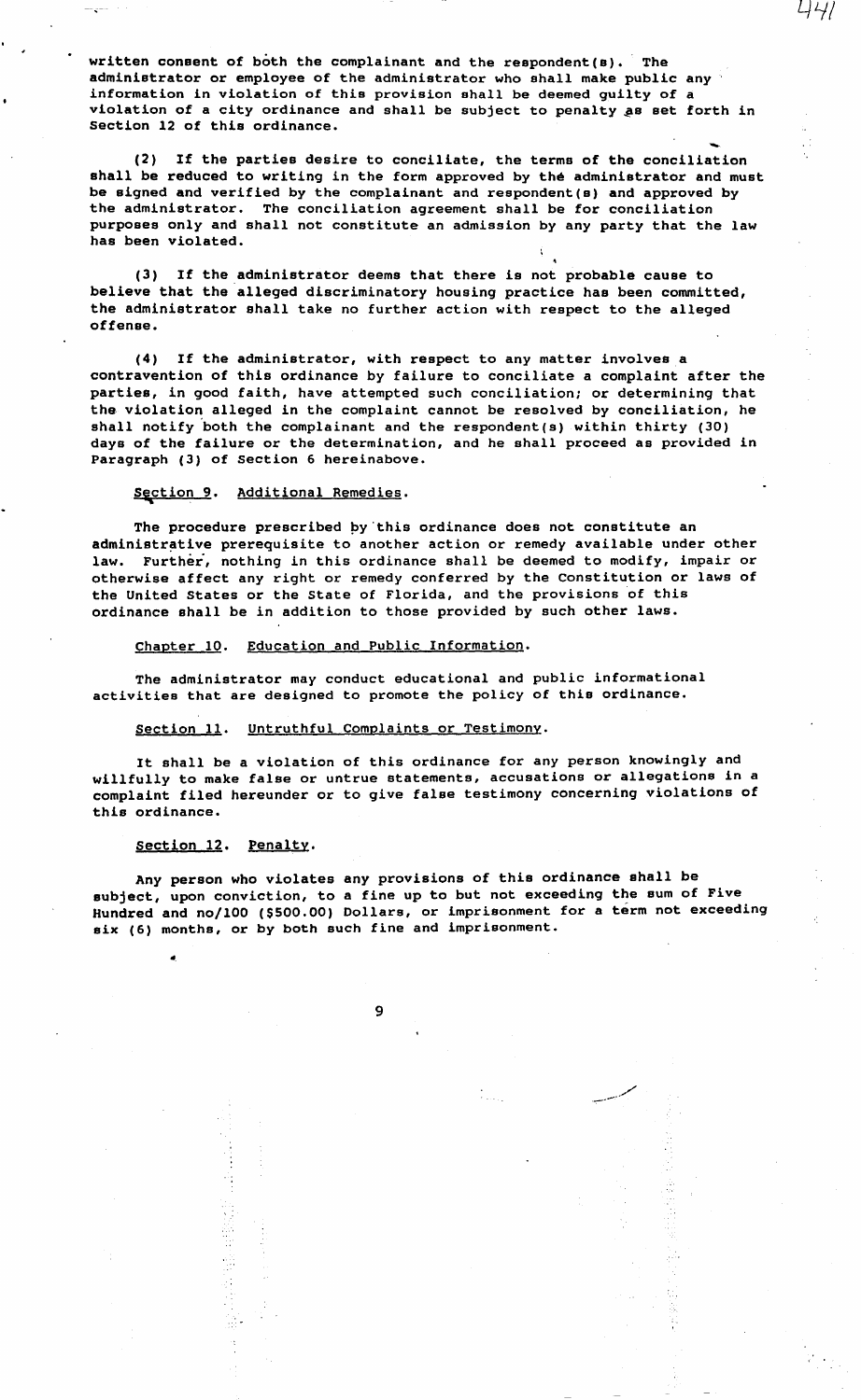written consent of both the complainant and the respondent(s). The administrator or employee of the administrator who shall make public any information in violation of this provision shall be deemed guilty of a violation of a city ordinance and shall be subject to penalty as set forth in Section 12 of this ordinance.

(2) If the parties desire to conciliate, the terms of the conciliation shall be reduced to writing in the form approved by the administrator and must be signed and verified by the complainant and respondent(s) and approved by the administrator. The conciliation agreement shall be for conciliation purposes only and shall not constitute an admission by any party that the law has been violated.

(3) If the administrator deems that there is not probable cause to believe that the alleged discriminatory housing practice has been committed, the administrator shall take no further action with respect to the alleged offense.

(4) If the administrator, with respect to any matter involves a contravention of this ordinance by failure to conciliate a complaint after the parties, in good faith, have attempted such conciliation; or determining that the violation alleged in the complaint cannot be resolved by conciliation, he shall notify both the complainant and the respondent(s) within thirty (30) days of the failure or the determination, and he shall proceed as provided in Paragraph (3) of Section 6 hereinabove.

Section 9. Additional Remedies.

The procedure prescribed by this ordinance does not constitute an administrative prerequisite to another action or remedy available under other law. Further, nothing in this ordinance shall be deemed to modify, impair or otherwise affect any right or remedy conferred by the Constitution or laws of the United States or the State of Florida, and the provisions of this ordinance shall be in addition to those provided by such other laws.

Chapter 10. Education and Public Information.

The administrator may conduct educational and public informational activities that are designed to promote the policy of this ordinance.

Section 11. Untruthful Complaints or Testimony.

It shall be a violation of this ordinance for any person knowingly and willfully to make false or untrue statements, accusations or allegations in a complaint filed hereunder or to give false testimony concerning violations of this ordinance.

Section 12. Penalty.

Any person who violates any provisions of this ordinance shall be subject, upon conviction, to a fine up to but not exceeding the sum of Five Hundred and no/100 ($500.00) Dollars, or imprisonment for a term not exceeding six (6) months, or by both such fine and imprisonment.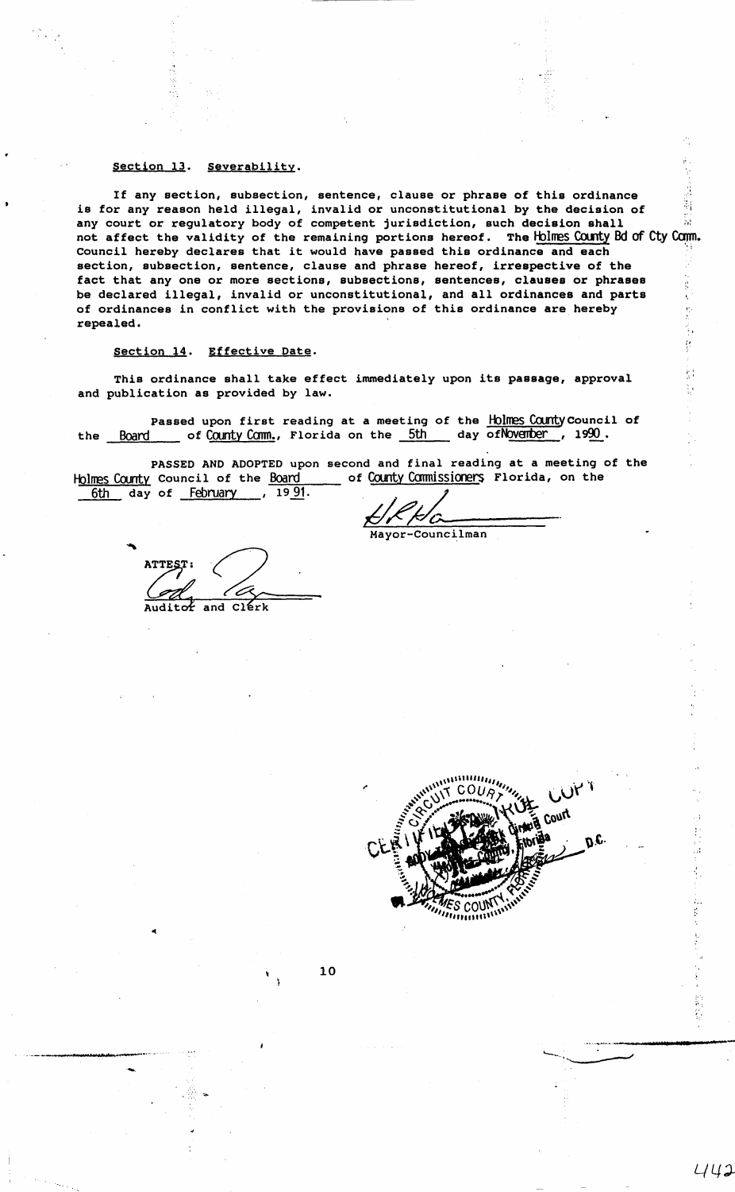## Section 13. Severability.

If any section, subsection, sentence, clause or phrase of this ordinance is for any reason held illegal, invalid or unconstitutional by the decision of any court or regulatory body of competent jurisdiction, such decision shall not affect the validity of the remaining portions hereof. The Holmes County Bd of Cty Comm. Council hereby declares that it would have passed this ordinance and each section, subsection, sentence, clause and phrase hereof, irrespective of the fact that any one or more sections, subsections, sentences, clauses or phrases be declared illegal, invalid or unconstitutional, and all ordinances and parts of ordinances in conflict with the provisions of this ordinance are hereby repealed.

## Section 14. Effective Date.

This ordinance shall take effect immediately upon its passage, approval and publication as provided by law.

Passed upon first reading at a meeting of the Holmes County Council of the Board of County Comm., Florida on the 5th day of November, 1990.

PASSED AND ADOPTED upon second and final reading at a meeting of the Holmes County Council of the Board of County Commissioners Florida, on the 6th day of February, 1991.

Mayor-Councilman

ATTEST:

Auditor and Clerk

CERTIFIED TRUE COPY
Clerk Circuit Court
Holmes County, Florida
D.C.

442